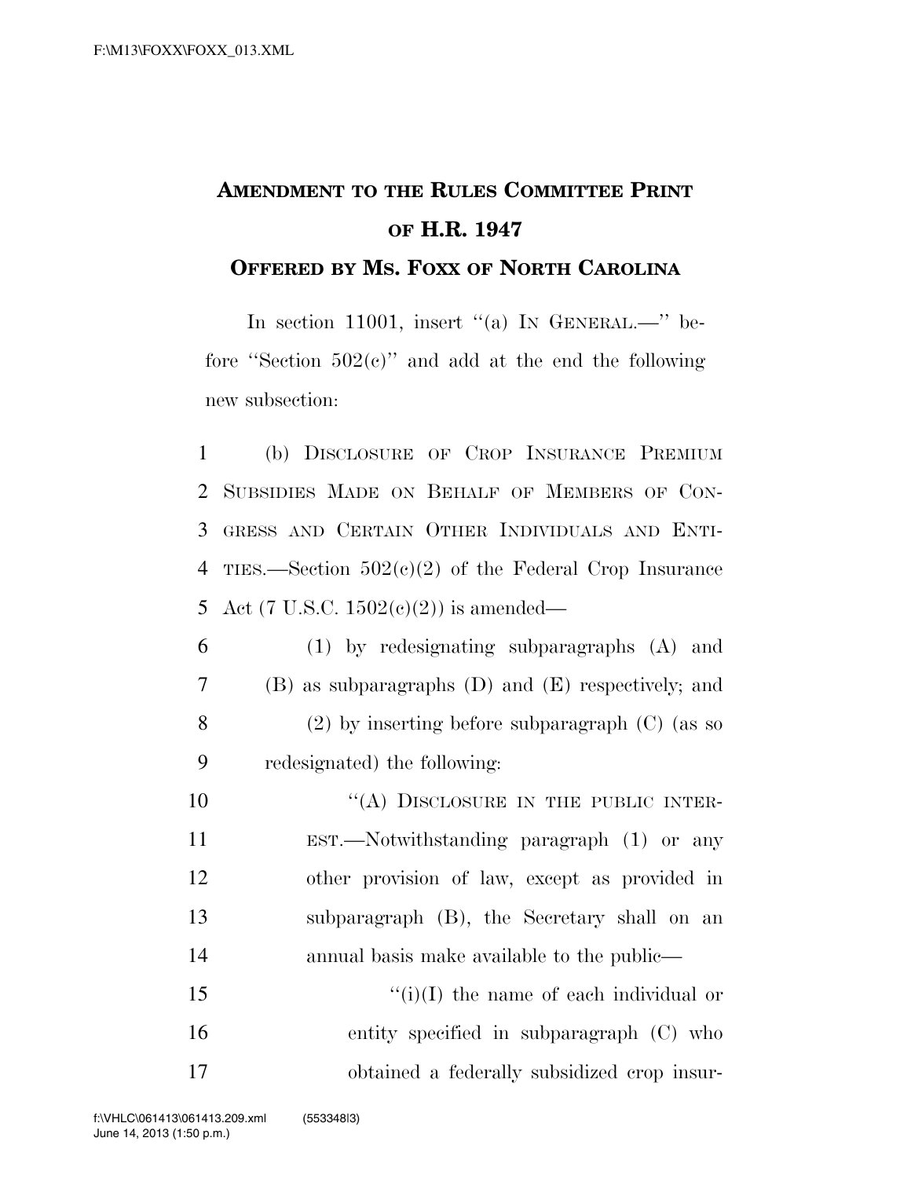**AMENDMENT TO THE RULES COMMITTEE PRINT OF H.R. 1947**

**OFFERED BY MS. FOXX OF NORTH CAROLINA**

In section 11001, insert "(a) IN GENERAL.—" before "Section 502(c)" and add at the end the following new subsection:

(b) DISCLOSURE OF CROP INSURANCE PREMIUM SUBSIDIES MADE ON BEHALF OF MEMBERS OF CONGRESS AND CERTAIN OTHER INDIVIDUALS AND ENTITIES.—Section 502(c)(2) of the Federal Crop Insurance Act (7 U.S.C. 1502(c)(2)) is amended—

(1) by redesignating subparagraphs (A) and (B) as subparagraphs (D) and (E) respectively; and

(2) by inserting before subparagraph (C) (as so redesignated) the following:

"(A) DISCLOSURE IN THE PUBLIC INTEREST.—Notwithstanding paragraph (1) or any other provision of law, except as provided in subparagraph (B), the Secretary shall on an annual basis make available to the public—

"(i)(I) the name of each individual or entity specified in subparagraph (C) who obtained a federally subsidized crop insur-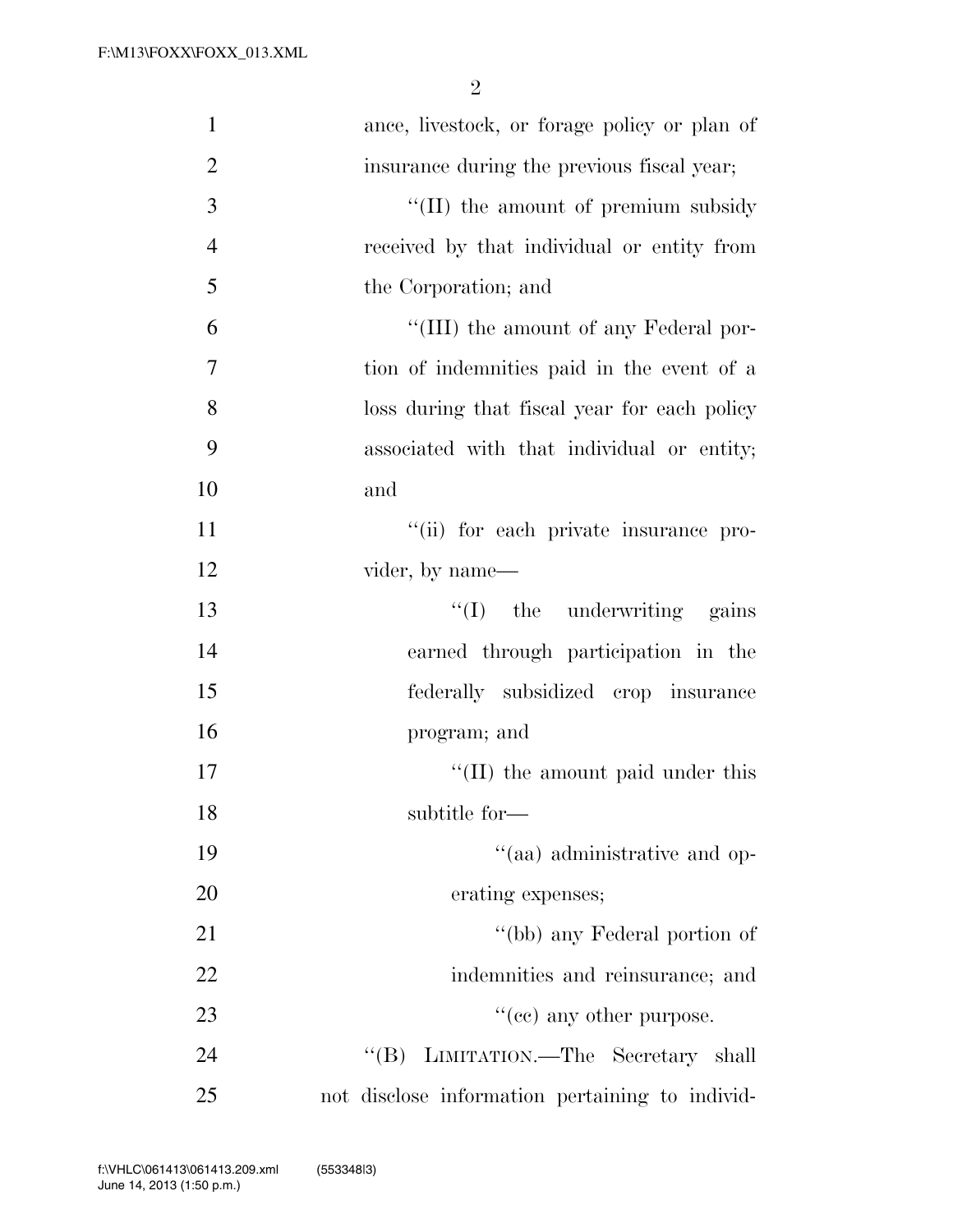ance, livestock, or forage policy or plan of insurance during the previous fiscal year;

''(II) the amount of premium subsidy received by that individual or entity from the Corporation; and

''(III) the amount of any Federal portion of indemnities paid in the event of a loss during that fiscal year for each policy associated with that individual or entity; and

''(ii) for each private insurance provider, by name—

''(I) the underwriting gains earned through participation in the federally subsidized crop insurance program; and

''(II) the amount paid under this subtitle for—

''(aa) administrative and operating expenses;

''(bb) any Federal portion of indemnities and reinsurance; and

''(cc) any other purpose.

''(B) LIMITATION.—The Secretary shall not disclose information pertaining to individ-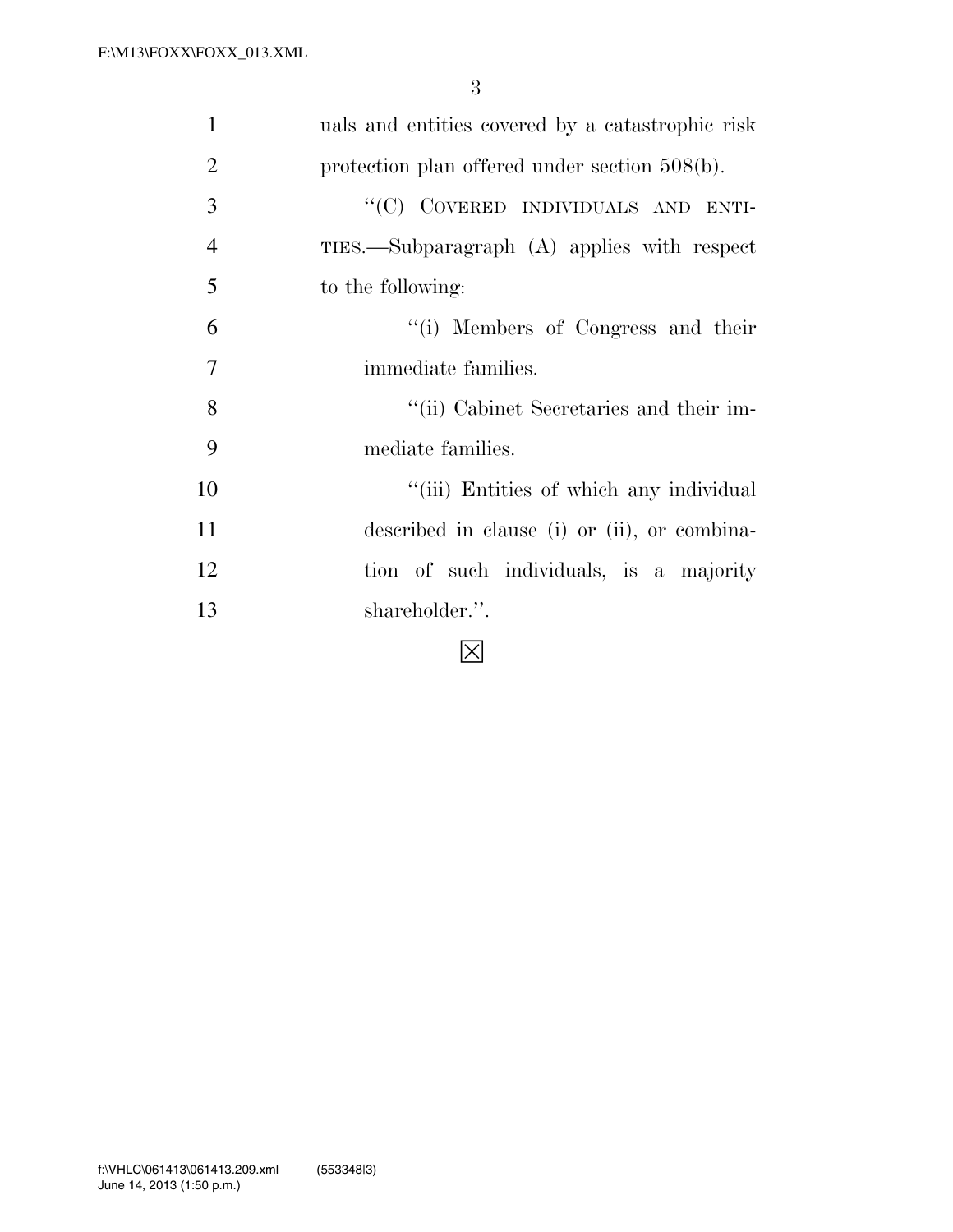uals and entities covered by a catastrophic risk protection plan offered under section 508(b).

"(C) COVERED INDIVIDUALS AND ENTITIES.—Subparagraph (A) applies with respect to the following:

"(i) Members of Congress and their immediate families.

"(ii) Cabinet Secretaries and their immediate families.

"(iii) Entities of which any individual described in clause (i) or (ii), or combination of such individuals, is a majority shareholder.".